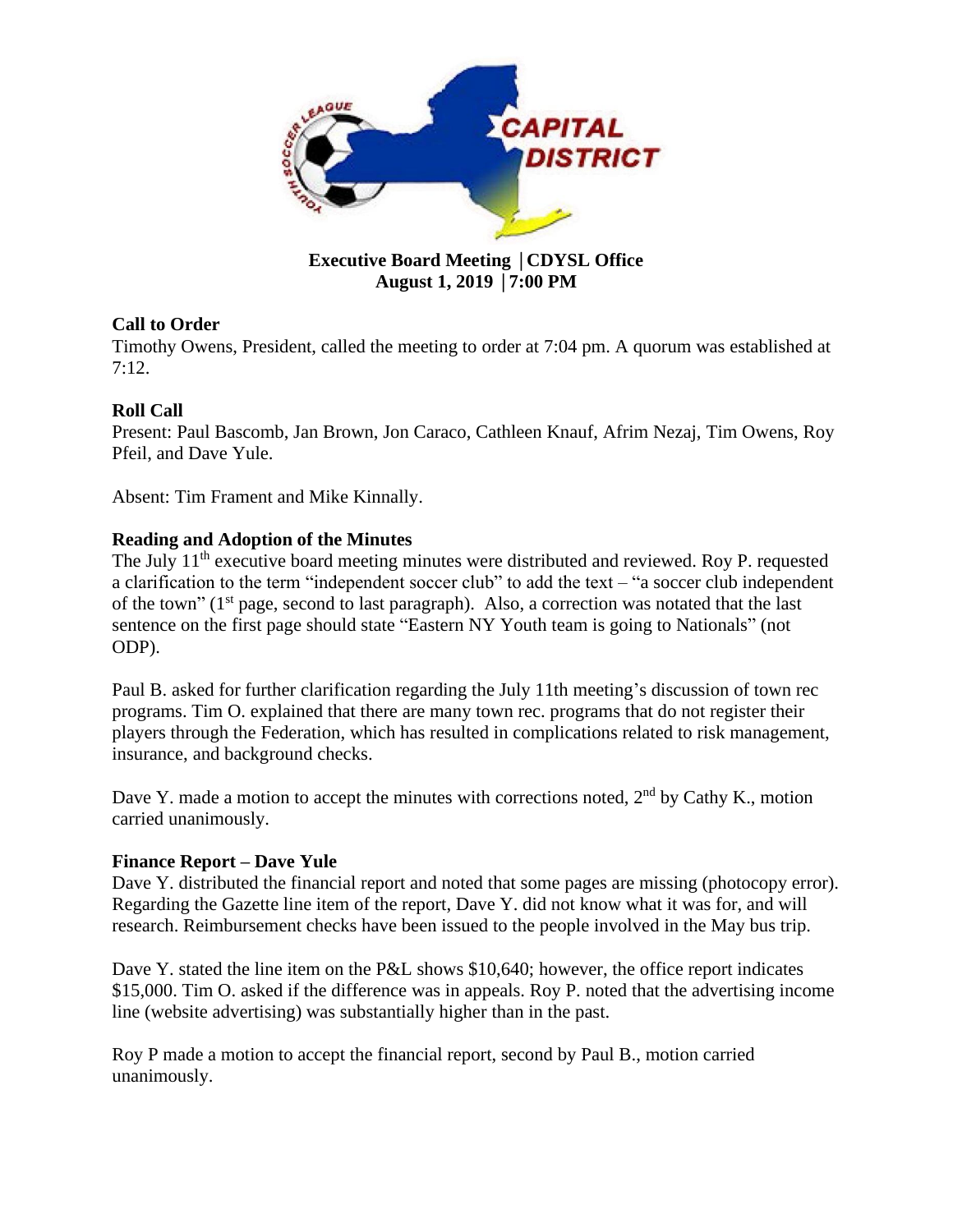**Executive Board Meeting | CDYSL Office**
**August 1, 2019 | 7:00 PM**

**Call to Order**

Timothy Owens, President, called the meeting to order at 7:04 pm. A quorum was established at 7:12.

**Roll Call**

Present: Paul Bascomb, Jan Brown, Jon Caraco, Cathleen Knauf, Afrim Nezaj, Tim Owens, Roy Pfeil, and Dave Yule.

Absent: Tim Frament and Mike Kinnally.

**Reading and Adoption of the Minutes**

The July 11th executive board meeting minutes were distributed and reviewed. Roy P. requested a clarification to the term "independent soccer club" to add the text – "a soccer club independent of the town" (1st page, second to last paragraph). Also, a correction was notated that the last sentence on the first page should state "Eastern NY Youth team is going to Nationals" (not ODP).

Paul B. asked for further clarification regarding the July 11th meeting's discussion of town rec programs. Tim O. explained that there are many town rec. programs that do not register their players through the Federation, which has resulted in complications related to risk management, insurance, and background checks.

Dave Y. made a motion to accept the minutes with corrections noted, 2nd by Cathy K., motion carried unanimously.

**Finance Report – Dave Yule**

Dave Y. distributed the financial report and noted that some pages are missing (photocopy error). Regarding the Gazette line item of the report, Dave Y. did not know what it was for, and will research. Reimbursement checks have been issued to the people involved in the May bus trip.

Dave Y. stated the line item on the P&L shows $10,640; however, the office report indicates $15,000. Tim O. asked if the difference was in appeals. Roy P. noted that the advertising income line (website advertising) was substantially higher than in the past.

Roy P made a motion to accept the financial report, second by Paul B., motion carried unanimously.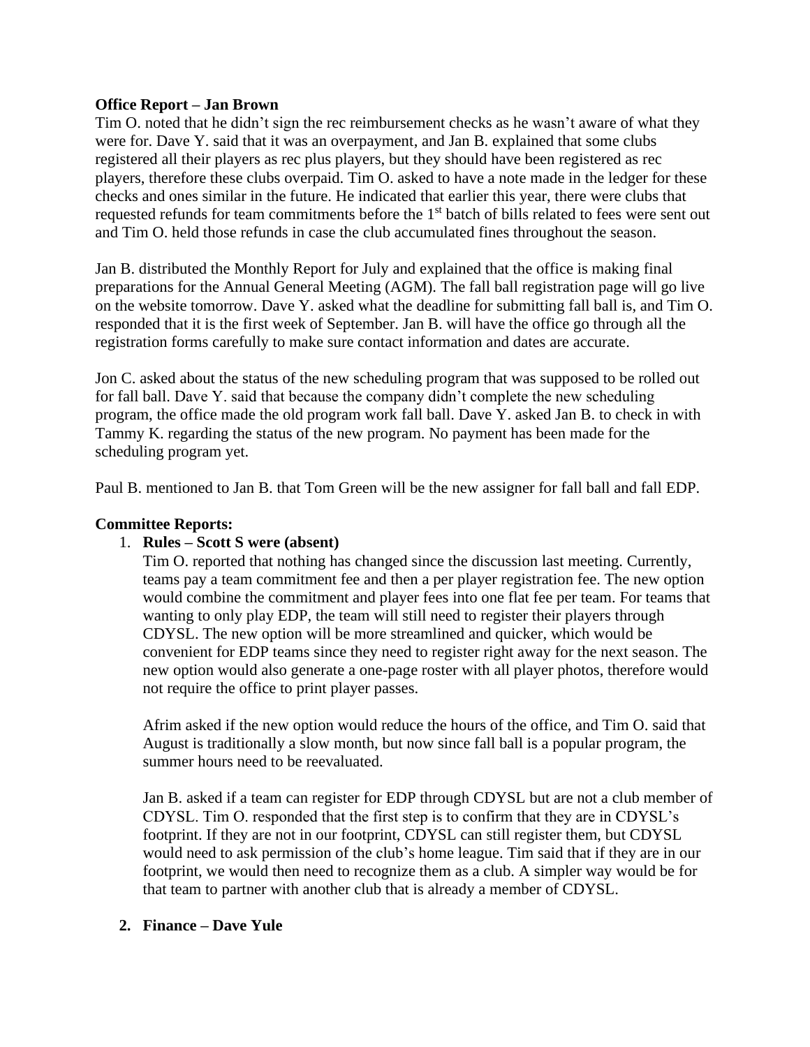**Office Report – Jan Brown**

Tim O. noted that he didn't sign the rec reimbursement checks as he wasn't aware of what they were for. Dave Y. said that it was an overpayment, and Jan B. explained that some clubs registered all their players as rec plus players, but they should have been registered as rec players, therefore these clubs overpaid. Tim O. asked to have a note made in the ledger for these checks and ones similar in the future. He indicated that earlier this year, there were clubs that requested refunds for team commitments before the 1st batch of bills related to fees were sent out and Tim O. held those refunds in case the club accumulated fines throughout the season.

Jan B. distributed the Monthly Report for July and explained that the office is making final preparations for the Annual General Meeting (AGM). The fall ball registration page will go live on the website tomorrow. Dave Y. asked what the deadline for submitting fall ball is, and Tim O. responded that it is the first week of September. Jan B. will have the office go through all the registration forms carefully to make sure contact information and dates are accurate.

Jon C. asked about the status of the new scheduling program that was supposed to be rolled out for fall ball. Dave Y. said that because the company didn't complete the new scheduling program, the office made the old program work fall ball. Dave Y. asked Jan B. to check in with Tammy K. regarding the status of the new program. No payment has been made for the scheduling program yet.

Paul B. mentioned to Jan B. that Tom Green will be the new assigner for fall ball and fall EDP.

**Committee Reports:**

1. **Rules – Scott S were (absent)**

   Tim O. reported that nothing has changed since the discussion last meeting. Currently, teams pay a team commitment fee and then a per player registration fee. The new option would combine the commitment and player fees into one flat fee per team. For teams that wanting to only play EDP, the team will still need to register their players through CDYSL. The new option will be more streamlined and quicker, which would be convenient for EDP teams since they need to register right away for the next season. The new option would also generate a one-page roster with all player photos, therefore would not require the office to print player passes.

   Afrim asked if the new option would reduce the hours of the office, and Tim O. said that August is traditionally a slow month, but now since fall ball is a popular program, the summer hours need to be reevaluated.

   Jan B. asked if a team can register for EDP through CDYSL but are not a club member of CDYSL. Tim O. responded that the first step is to confirm that they are in CDYSL's footprint. If they are not in our footprint, CDYSL can still register them, but CDYSL would need to ask permission of the club's home league. Tim said that if they are in our footprint, we would then need to recognize them as a club. A simpler way would be for that team to partner with another club that is already a member of CDYSL.

2. **Finance – Dave Yule**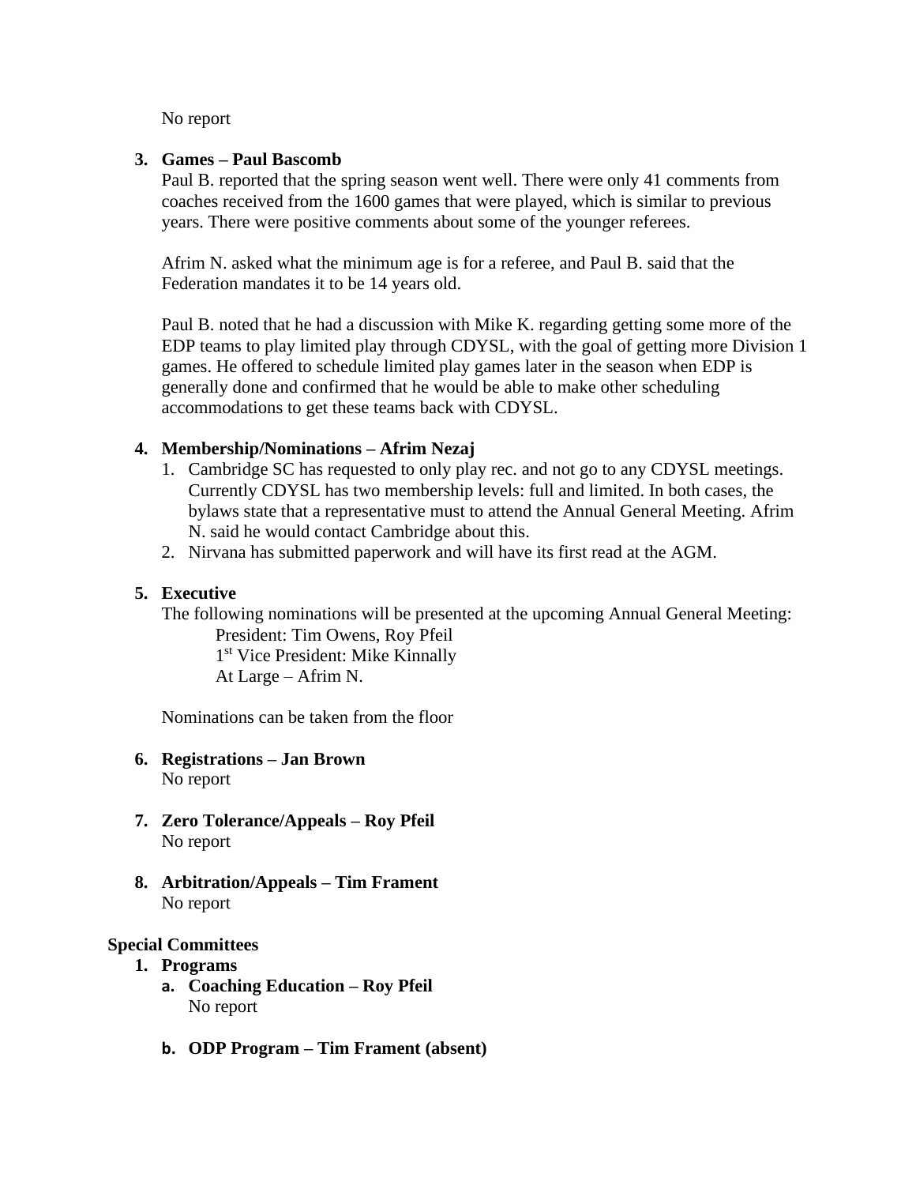No report

3. **Games – Paul Bascomb**
   Paul B. reported that the spring season went well. There were only 41 comments from coaches received from the 1600 games that were played, which is similar to previous years. There were positive comments about some of the younger referees.

   Afrim N. asked what the minimum age is for a referee, and Paul B. said that the Federation mandates it to be 14 years old.

   Paul B. noted that he had a discussion with Mike K. regarding getting some more of the EDP teams to play limited play through CDYSL, with the goal of getting more Division 1 games. He offered to schedule limited play games later in the season when EDP is generally done and confirmed that he would be able to make other scheduling accommodations to get these teams back with CDYSL.

4. **Membership/Nominations – Afrim Nezaj**
   1. Cambridge SC has requested to only play rec. and not go to any CDYSL meetings. Currently CDYSL has two membership levels: full and limited. In both cases, the bylaws state that a representative must to attend the Annual General Meeting. Afrim N. said he would contact Cambridge about this.
   2. Nirvana has submitted paperwork and will have its first read at the AGM.

5. **Executive**
   The following nominations will be presented at the upcoming Annual General Meeting:
   - President: Tim Owens, Roy Pfeil
   - 1st Vice President: Mike Kinnally
   - At Large – Afrim N.

   Nominations can be taken from the floor

6. **Registrations – Jan Brown**
   No report

7. **Zero Tolerance/Appeals – Roy Pfeil**
   No report

8. **Arbitration/Appeals – Tim Frament**
   No report

**Special Committees**

1. **Programs**
   a. **Coaching Education – Roy Pfeil**
      No report

   b. **ODP Program – Tim Frament (absent)**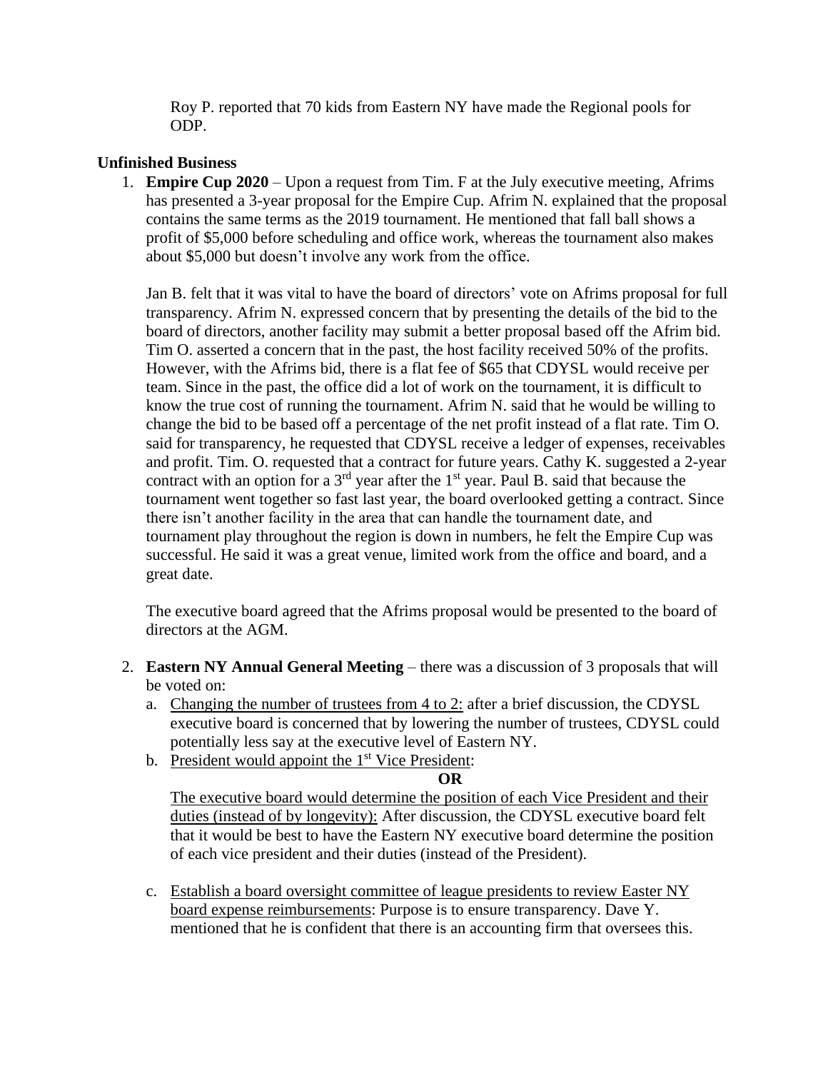Roy P. reported that 70 kids from Eastern NY have made the Regional pools for ODP.

**Unfinished Business**

1. **Empire Cup 2020** – Upon a request from Tim. F at the July executive meeting, Afrims has presented a 3-year proposal for the Empire Cup. Afrim N. explained that the proposal contains the same terms as the 2019 tournament. He mentioned that fall ball shows a profit of $5,000 before scheduling and office work, whereas the tournament also makes about $5,000 but doesn't involve any work from the office.

   Jan B. felt that it was vital to have the board of directors' vote on Afrims proposal for full transparency. Afrim N. expressed concern that by presenting the details of the bid to the board of directors, another facility may submit a better proposal based off the Afrim bid. Tim O. asserted a concern that in the past, the host facility received 50% of the profits. However, with the Afrims bid, there is a flat fee of $65 that CDYSL would receive per team. Since in the past, the office did a lot of work on the tournament, it is difficult to know the true cost of running the tournament. Afrim N. said that he would be willing to change the bid to be based off a percentage of the net profit instead of a flat rate. Tim O. said for transparency, he requested that CDYSL receive a ledger of expenses, receivables and profit. Tim. O. requested that a contract for future years. Cathy K. suggested a 2-year contract with an option for a 3rd year after the 1st year. Paul B. said that because the tournament went together so fast last year, the board overlooked getting a contract. Since there isn't another facility in the area that can handle the tournament date, and tournament play throughout the region is down in numbers, he felt the Empire Cup was successful. He said it was a great venue, limited work from the office and board, and a great date.

   The executive board agreed that the Afrims proposal would be presented to the board of directors at the AGM.

2. **Eastern NY Annual General Meeting** – there was a discussion of 3 proposals that will be voted on:
   a. Changing the number of trustees from 4 to 2: after a brief discussion, the CDYSL executive board is concerned that by lowering the number of trustees, CDYSL could potentially less say at the executive level of Eastern NY.
   b. President would appoint the 1st Vice President:

      **OR**

      The executive board would determine the position of each Vice President and their duties (instead of by longevity): After discussion, the CDYSL executive board felt that it would be best to have the Eastern NY executive board determine the position of each vice president and their duties (instead of the President).

   c. Establish a board oversight committee of league presidents to review Easter NY board expense reimbursements: Purpose is to ensure transparency. Dave Y. mentioned that he is confident that there is an accounting firm that oversees this.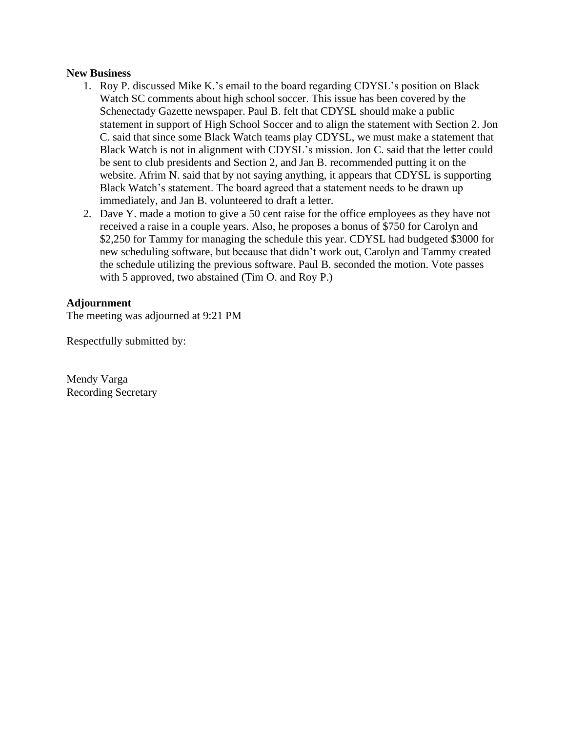**New Business**

1. Roy P. discussed Mike K.'s email to the board regarding CDYSL's position on Black Watch SC comments about high school soccer. This issue has been covered by the Schenectady Gazette newspaper. Paul B. felt that CDYSL should make a public statement in support of High School Soccer and to align the statement with Section 2. Jon C. said that since some Black Watch teams play CDYSL, we must make a statement that Black Watch is not in alignment with CDYSL's mission. Jon C. said that the letter could be sent to club presidents and Section 2, and Jan B. recommended putting it on the website. Afrim N. said that by not saying anything, it appears that CDYSL is supporting Black Watch's statement. The board agreed that a statement needs to be drawn up immediately, and Jan B. volunteered to draft a letter.
2. Dave Y. made a motion to give a 50 cent raise for the office employees as they have not received a raise in a couple years. Also, he proposes a bonus of $750 for Carolyn and $2,250 for Tammy for managing the schedule this year. CDYSL had budgeted $3000 for new scheduling software, but because that didn't work out, Carolyn and Tammy created the schedule utilizing the previous software. Paul B. seconded the motion. Vote passes with 5 approved, two abstained (Tim O. and Roy P.)

**Adjournment**

The meeting was adjourned at 9:21 PM

Respectfully submitted by:

Mendy Varga
Recording Secretary